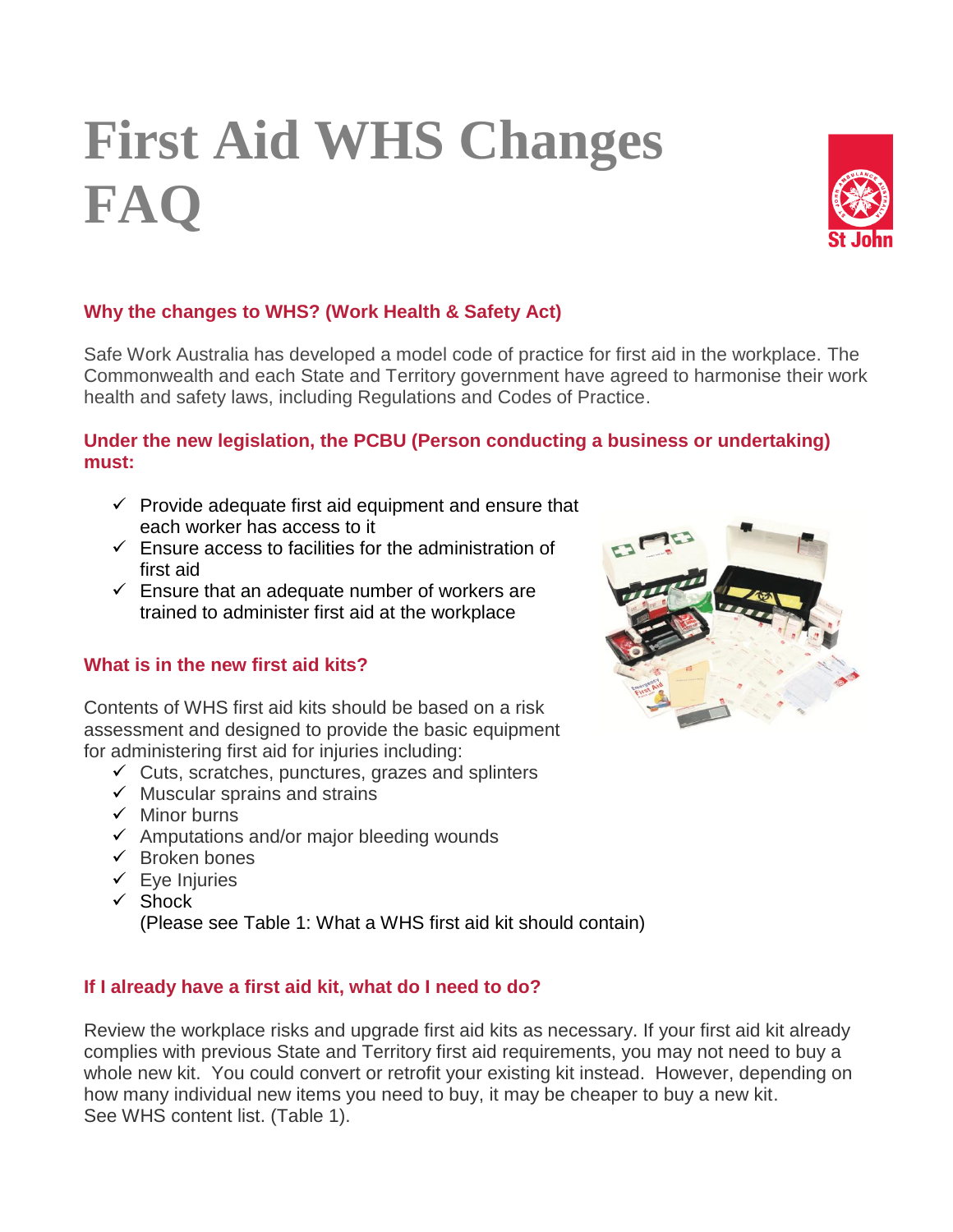# First Aid WHS Changes FAQ

### Why the changes to WHS? (Work Health & Safety Act)

Safe Work Australia has developed a model code of practice for first aid in the workplace. The Commonwealth and each State and Territory government have agreed to harmonise their work health and safety laws, including Regulations and Codes of Practice.

### Under the new legislation, the PCBU (Person conducting a business or undertaking) must:

- ✓ Provide adequate first aid equipment and ensure that each worker has access to it
- ✓ Ensure access to facilities for the administration of first aid
- ✓ Ensure that an adequate number of workers are trained to administer first aid at the workplace

### What is in the new first aid kits?

Contents of WHS first aid kits should be based on a risk assessment and designed to provide the basic equipment for administering first aid for injuries including:

- ✓ Cuts, scratches, punctures, grazes and splinters
- ✓ Muscular sprains and strains
- ✓ Minor burns
- ✓ Amputations and/or major bleeding wounds
- ✓ Broken bones
- ✓ Eye Injuries
- ✓ Shock

(Please see Table 1: What a WHS first aid kit should contain)

### If I already have a first aid kit, what do I need to do?

Review the workplace risks and upgrade first aid kits as necessary. If your first aid kit already complies with previous State and Territory first aid requirements, you may not need to buy a whole new kit. You could convert or retrofit your existing kit instead. However, depending on how many individual new items you need to buy, it may be cheaper to buy a new kit. See WHS content list. (Table 1).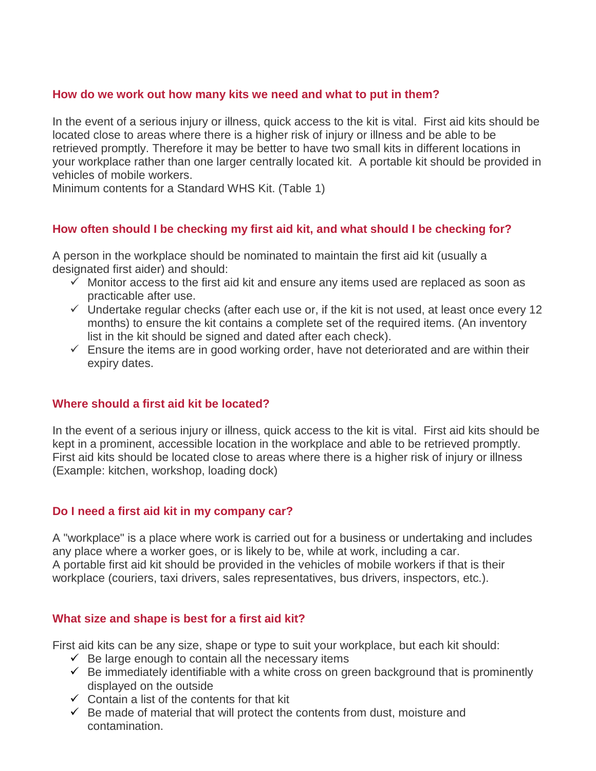### How do we work out how many kits we need and what to put in them?

In the event of a serious injury or illness, quick access to the kit is vital. First aid kits should be located close to areas where there is a higher risk of injury or illness and be able to be retrieved promptly. Therefore it may be better to have two small kits in different locations in your workplace rather than one larger centrally located kit. A portable kit should be provided in vehicles of mobile workers.
Minimum contents for a Standard WHS Kit. (Table 1)

### How often should I be checking my first aid kit, and what should I be checking for?

A person in the workplace should be nominated to maintain the first aid kit (usually a designated first aider) and should:

- ✓ Monitor access to the first aid kit and ensure any items used are replaced as soon as practicable after use.
- ✓ Undertake regular checks (after each use or, if the kit is not used, at least once every 12 months) to ensure the kit contains a complete set of the required items. (An inventory list in the kit should be signed and dated after each check).
- ✓ Ensure the items are in good working order, have not deteriorated and are within their expiry dates.

### Where should a first aid kit be located?

In the event of a serious injury or illness, quick access to the kit is vital. First aid kits should be kept in a prominent, accessible location in the workplace and able to be retrieved promptly. First aid kits should be located close to areas where there is a higher risk of injury or illness (Example: kitchen, workshop, loading dock)

### Do I need a first aid kit in my company car?

A "workplace" is a place where work is carried out for a business or undertaking and includes any place where a worker goes, or is likely to be, while at work, including a car.
A portable first aid kit should be provided in the vehicles of mobile workers if that is their workplace (couriers, taxi drivers, sales representatives, bus drivers, inspectors, etc.).

### What size and shape is best for a first aid kit?

First aid kits can be any size, shape or type to suit your workplace, but each kit should:

- ✓ Be large enough to contain all the necessary items
- ✓ Be immediately identifiable with a white cross on green background that is prominently displayed on the outside
- ✓ Contain a list of the contents for that kit
- ✓ Be made of material that will protect the contents from dust, moisture and contamination.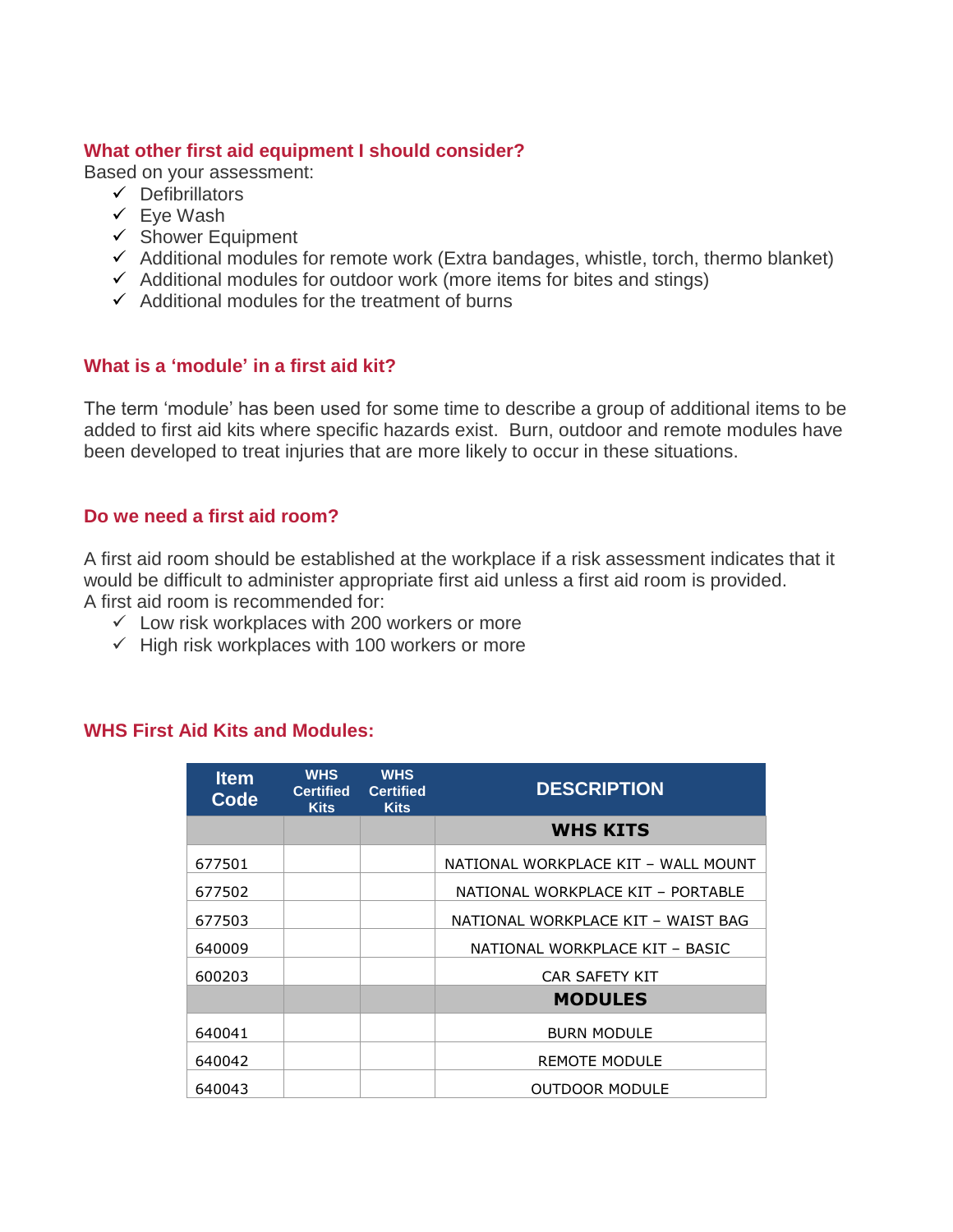## What other first aid equipment I should consider?

Based on your assessment:

- ✓ Defibrillators
- ✓ Eye Wash
- ✓ Shower Equipment
- ✓ Additional modules for remote work (Extra bandages, whistle, torch, thermo blanket)
- ✓ Additional modules for outdoor work (more items for bites and stings)
- ✓ Additional modules for the treatment of burns

## What is a 'module' in a first aid kit?

The term 'module' has been used for some time to describe a group of additional items to be added to first aid kits where specific hazards exist. Burn, outdoor and remote modules have been developed to treat injuries that are more likely to occur in these situations.

## Do we need a first aid room?

A first aid room should be established at the workplace if a risk assessment indicates that it would be difficult to administer appropriate first aid unless a first aid room is provided.
A first aid room is recommended for:

- ✓ Low risk workplaces with 200 workers or more
- ✓ High risk workplaces with 100 workers or more

## WHS First Aid Kits and Modules:

| Item Code | WHS Certified Kits | WHS Certified Kits | DESCRIPTION |
|---|---|---|---|
| | | | **WHS KITS** |
| 677501 | | | NATIONAL WORKPLACE KIT – WALL MOUNT |
| 677502 | | | NATIONAL WORKPLACE KIT – PORTABLE |
| 677503 | | | NATIONAL WORKPLACE KIT – WAIST BAG |
| 640009 | | | NATIONAL WORKPLACE KIT – BASIC |
| 600203 | | | CAR SAFETY KIT |
| | | | **MODULES** |
| 640041 | | | BURN MODULE |
| 640042 | | | REMOTE MODULE |
| 640043 | | | OUTDOOR MODULE |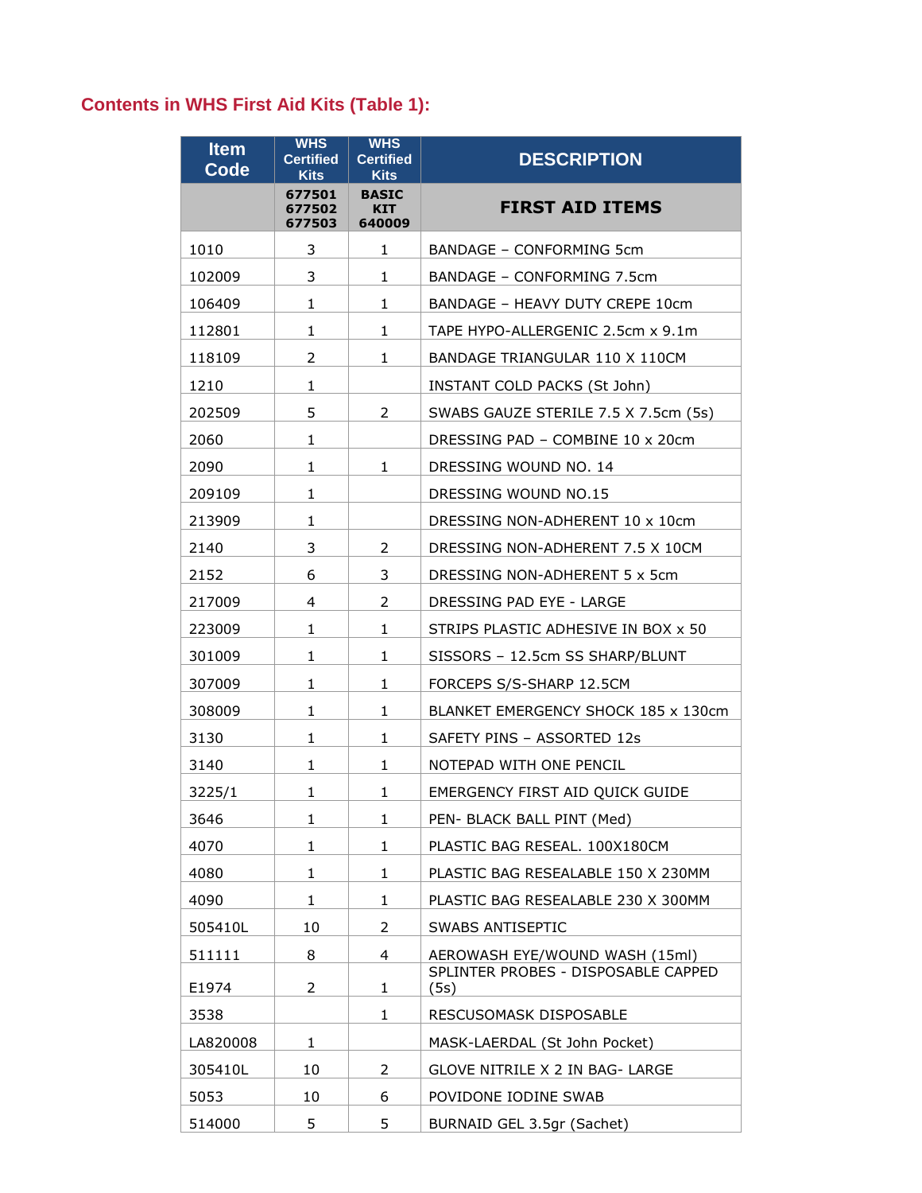## Contents in WHS First Aid Kits (Table 1):

| Item Code | WHS Certified Kits | WHS Certified Kits | DESCRIPTION |
|---|---|---|---|
| | 677501 677502 677503 | BASIC KIT 640009 | FIRST AID ITEMS |
| 1010 | 3 | 1 | BANDAGE – CONFORMING 5cm |
| 102009 | 3 | 1 | BANDAGE – CONFORMING 7.5cm |
| 106409 | 1 | 1 | BANDAGE – HEAVY DUTY CREPE 10cm |
| 112801 | 1 | 1 | TAPE HYPO-ALLERGENIC 2.5cm x 9.1m |
| 118109 | 2 | 1 | BANDAGE TRIANGULAR 110 X 110CM |
| 1210 | 1 | | INSTANT COLD PACKS (St John) |
| 202509 | 5 | 2 | SWABS GAUZE STERILE 7.5 X 7.5cm (5s) |
| 2060 | 1 | | DRESSING PAD – COMBINE 10 x 20cm |
| 2090 | 1 | 1 | DRESSING WOUND NO. 14 |
| 209109 | 1 | | DRESSING WOUND NO.15 |
| 213909 | 1 | | DRESSING NON-ADHERENT 10 x 10cm |
| 2140 | 3 | 2 | DRESSING NON-ADHERENT 7.5 X 10CM |
| 2152 | 6 | 3 | DRESSING NON-ADHERENT 5 x 5cm |
| 217009 | 4 | 2 | DRESSING PAD EYE - LARGE |
| 223009 | 1 | 1 | STRIPS PLASTIC ADHESIVE IN BOX x 50 |
| 301009 | 1 | 1 | SISSORS – 12.5cm SS SHARP/BLUNT |
| 307009 | 1 | 1 | FORCEPS S/S-SHARP 12.5CM |
| 308009 | 1 | 1 | BLANKET EMERGENCY SHOCK 185 x 130cm |
| 3130 | 1 | 1 | SAFETY PINS – ASSORTED 12s |
| 3140 | 1 | 1 | NOTEPAD WITH ONE PENCIL |
| 3225/1 | 1 | 1 | EMERGENCY FIRST AID QUICK GUIDE |
| 3646 | 1 | 1 | PEN- BLACK BALL PINT (Med) |
| 4070 | 1 | 1 | PLASTIC BAG RESEAL. 100X180CM |
| 4080 | 1 | 1 | PLASTIC BAG RESEALABLE 150 X 230MM |
| 4090 | 1 | 1 | PLASTIC BAG RESEALABLE 230 X 300MM |
| 505410L | 10 | 2 | SWABS ANTISEPTIC |
| 511111 | 8 | 4 | AEROWASH EYE/WOUND WASH (15ml) |
| E1974 | 2 | 1 | SPLINTER PROBES - DISPOSABLE CAPPED (5s) |
| 3538 | | 1 | RESCUSOMASK DISPOSABLE |
| LA820008 | 1 | | MASK-LAERDAL (St John Pocket) |
| 305410L | 10 | 2 | GLOVE NITRILE X 2 IN BAG- LARGE |
| 5053 | 10 | 6 | POVIDONE IODINE SWAB |
| 514000 | 5 | 5 | BURNAID GEL 3.5gr (Sachet) |